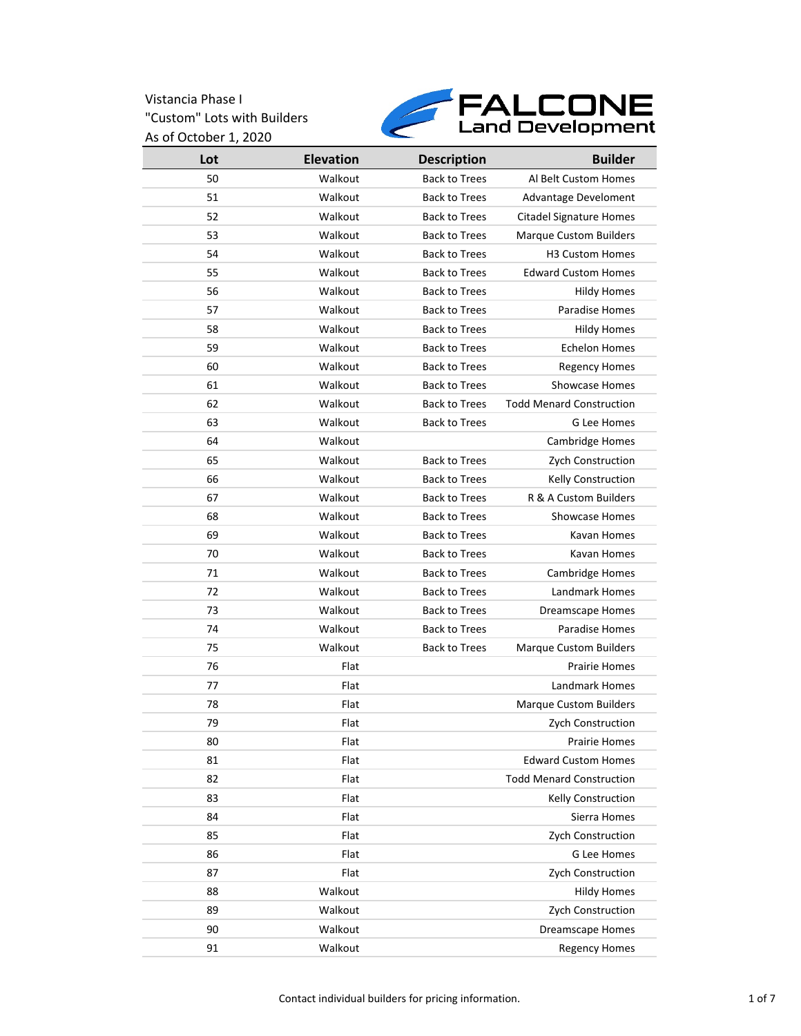Vistancia Phase I
"Custom" Lots with Builders
As of October 1, 2020

FALCONE Land Development

| Lot | Elevation | Description | Builder |
|---|---|---|---|
| 50 | Walkout | Back to Trees | Al Belt Custom Homes |
| 51 | Walkout | Back to Trees | Advantage Develoment |
| 52 | Walkout | Back to Trees | Citadel Signature Homes |
| 53 | Walkout | Back to Trees | Marque Custom Builders |
| 54 | Walkout | Back to Trees | H3 Custom Homes |
| 55 | Walkout | Back to Trees | Edward Custom Homes |
| 56 | Walkout | Back to Trees | Hildy Homes |
| 57 | Walkout | Back to Trees | Paradise Homes |
| 58 | Walkout | Back to Trees | Hildy Homes |
| 59 | Walkout | Back to Trees | Echelon Homes |
| 60 | Walkout | Back to Trees | Regency Homes |
| 61 | Walkout | Back to Trees | Showcase Homes |
| 62 | Walkout | Back to Trees | Todd Menard Construction |
| 63 | Walkout | Back to Trees | G Lee Homes |
| 64 | Walkout | | Cambridge Homes |
| 65 | Walkout | Back to Trees | Zych Construction |
| 66 | Walkout | Back to Trees | Kelly Construction |
| 67 | Walkout | Back to Trees | R & A Custom Builders |
| 68 | Walkout | Back to Trees | Showcase Homes |
| 69 | Walkout | Back to Trees | Kavan Homes |
| 70 | Walkout | Back to Trees | Kavan Homes |
| 71 | Walkout | Back to Trees | Cambridge Homes |
| 72 | Walkout | Back to Trees | Landmark Homes |
| 73 | Walkout | Back to Trees | Dreamscape Homes |
| 74 | Walkout | Back to Trees | Paradise Homes |
| 75 | Walkout | Back to Trees | Marque Custom Builders |
| 76 | Flat | | Prairie Homes |
| 77 | Flat | | Landmark Homes |
| 78 | Flat | | Marque Custom Builders |
| 79 | Flat | | Zych Construction |
| 80 | Flat | | Prairie Homes |
| 81 | Flat | | Edward Custom Homes |
| 82 | Flat | | Todd Menard Construction |
| 83 | Flat | | Kelly Construction |
| 84 | Flat | | Sierra Homes |
| 85 | Flat | | Zych Construction |
| 86 | Flat | | G Lee Homes |
| 87 | Flat | | Zych Construction |
| 88 | Walkout | | Hildy Homes |
| 89 | Walkout | | Zych Construction |
| 90 | Walkout | | Dreamscape Homes |
| 91 | Walkout | | Regency Homes |

Contact individual builders for pricing information.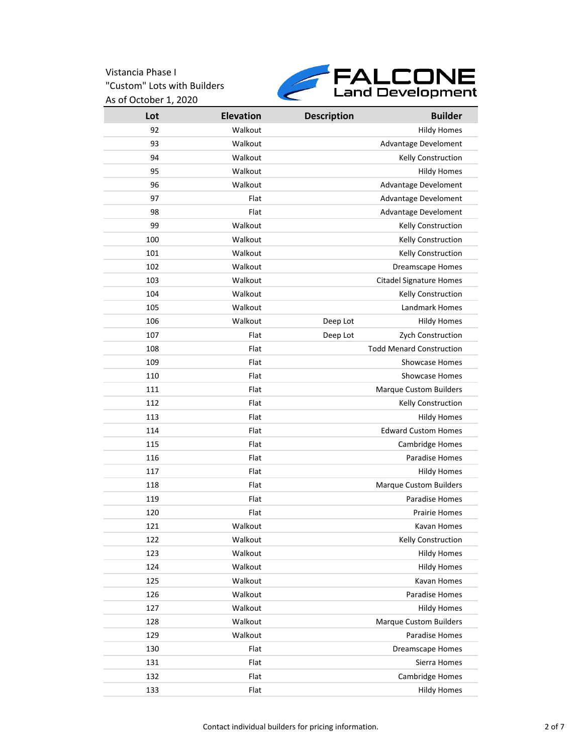Vistancia Phase I
"Custom" Lots with Builders
As of October 1, 2020

FALCONE Land Development

| Lot | Elevation | Description | Builder |
|---|---|---|---|
| 92 | Walkout | | Hildy Homes |
| 93 | Walkout | | Advantage Develoment |
| 94 | Walkout | | Kelly Construction |
| 95 | Walkout | | Hildy Homes |
| 96 | Walkout | | Advantage Develoment |
| 97 | Flat | | Advantage Develoment |
| 98 | Flat | | Advantage Develoment |
| 99 | Walkout | | Kelly Construction |
| 100 | Walkout | | Kelly Construction |
| 101 | Walkout | | Kelly Construction |
| 102 | Walkout | | Dreamscape Homes |
| 103 | Walkout | | Citadel Signature Homes |
| 104 | Walkout | | Kelly Construction |
| 105 | Walkout | | Landmark Homes |
| 106 | Walkout | Deep Lot | Hildy Homes |
| 107 | Flat | Deep Lot | Zych Construction |
| 108 | Flat | | Todd Menard Construction |
| 109 | Flat | | Showcase Homes |
| 110 | Flat | | Showcase Homes |
| 111 | Flat | | Marque Custom Builders |
| 112 | Flat | | Kelly Construction |
| 113 | Flat | | Hildy Homes |
| 114 | Flat | | Edward Custom Homes |
| 115 | Flat | | Cambridge Homes |
| 116 | Flat | | Paradise Homes |
| 117 | Flat | | Hildy Homes |
| 118 | Flat | | Marque Custom Builders |
| 119 | Flat | | Paradise Homes |
| 120 | Flat | | Prairie Homes |
| 121 | Walkout | | Kavan Homes |
| 122 | Walkout | | Kelly Construction |
| 123 | Walkout | | Hildy Homes |
| 124 | Walkout | | Hildy Homes |
| 125 | Walkout | | Kavan Homes |
| 126 | Walkout | | Paradise Homes |
| 127 | Walkout | | Hildy Homes |
| 128 | Walkout | | Marque Custom Builders |
| 129 | Walkout | | Paradise Homes |
| 130 | Flat | | Dreamscape Homes |
| 131 | Flat | | Sierra Homes |
| 132 | Flat | | Cambridge Homes |
| 133 | Flat | | Hildy Homes |

Contact individual builders for pricing information.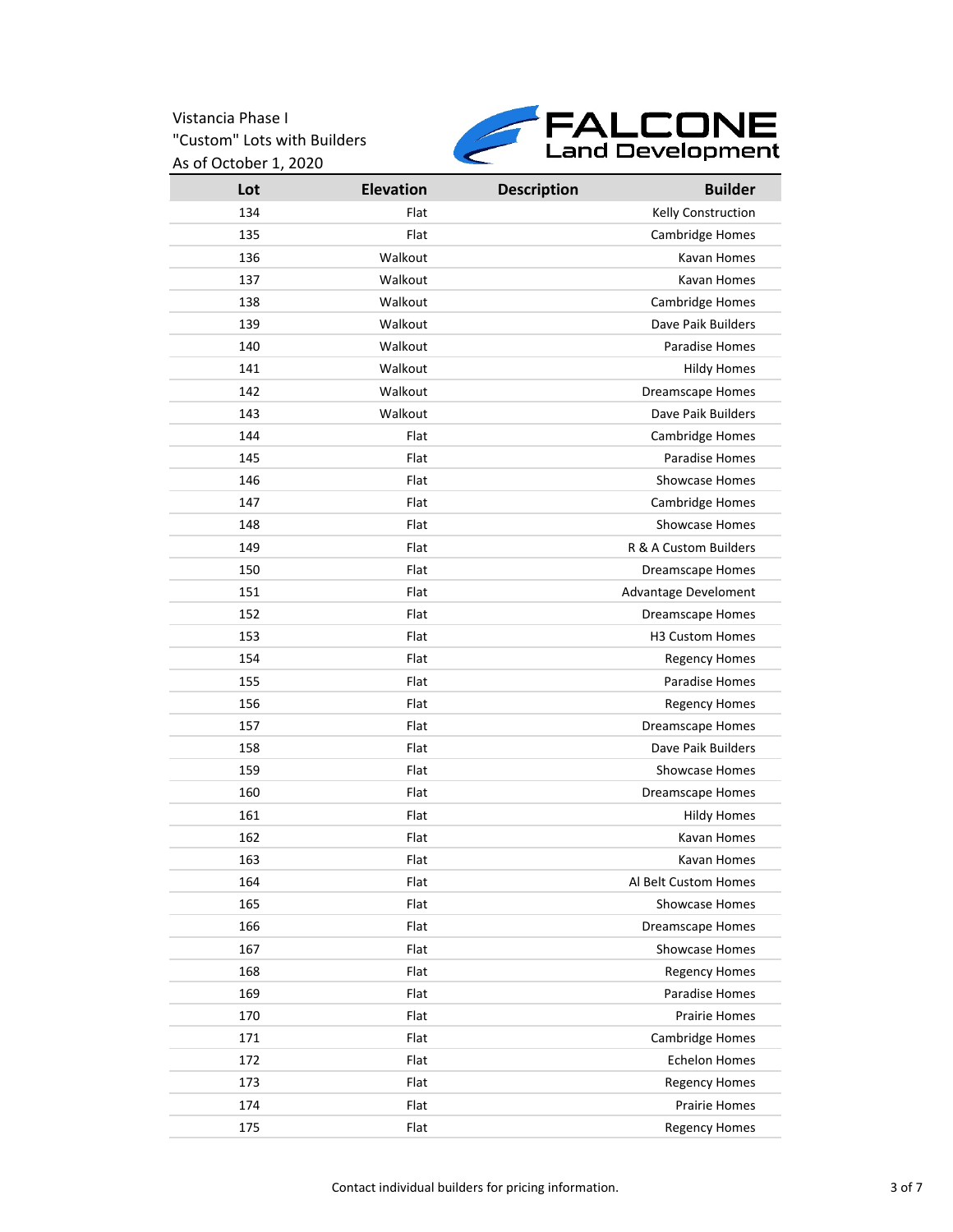Vistancia Phase I
"Custom" Lots with Builders
As of October 1, 2020

FALCONE Land Development

| Lot | Elevation | Description | Builder |
|---|---|---|---|
| 134 | Flat | | Kelly Construction |
| 135 | Flat | | Cambridge Homes |
| 136 | Walkout | | Kavan Homes |
| 137 | Walkout | | Kavan Homes |
| 138 | Walkout | | Cambridge Homes |
| 139 | Walkout | | Dave Paik Builders |
| 140 | Walkout | | Paradise Homes |
| 141 | Walkout | | Hildy Homes |
| 142 | Walkout | | Dreamscape Homes |
| 143 | Walkout | | Dave Paik Builders |
| 144 | Flat | | Cambridge Homes |
| 145 | Flat | | Paradise Homes |
| 146 | Flat | | Showcase Homes |
| 147 | Flat | | Cambridge Homes |
| 148 | Flat | | Showcase Homes |
| 149 | Flat | | R & A Custom Builders |
| 150 | Flat | | Dreamscape Homes |
| 151 | Flat | | Advantage Develoment |
| 152 | Flat | | Dreamscape Homes |
| 153 | Flat | | H3 Custom Homes |
| 154 | Flat | | Regency Homes |
| 155 | Flat | | Paradise Homes |
| 156 | Flat | | Regency Homes |
| 157 | Flat | | Dreamscape Homes |
| 158 | Flat | | Dave Paik Builders |
| 159 | Flat | | Showcase Homes |
| 160 | Flat | | Dreamscape Homes |
| 161 | Flat | | Hildy Homes |
| 162 | Flat | | Kavan Homes |
| 163 | Flat | | Kavan Homes |
| 164 | Flat | | Al Belt Custom Homes |
| 165 | Flat | | Showcase Homes |
| 166 | Flat | | Dreamscape Homes |
| 167 | Flat | | Showcase Homes |
| 168 | Flat | | Regency Homes |
| 169 | Flat | | Paradise Homes |
| 170 | Flat | | Prairie Homes |
| 171 | Flat | | Cambridge Homes |
| 172 | Flat | | Echelon Homes |
| 173 | Flat | | Regency Homes |
| 174 | Flat | | Prairie Homes |
| 175 | Flat | | Regency Homes |

Contact individual builders for pricing information.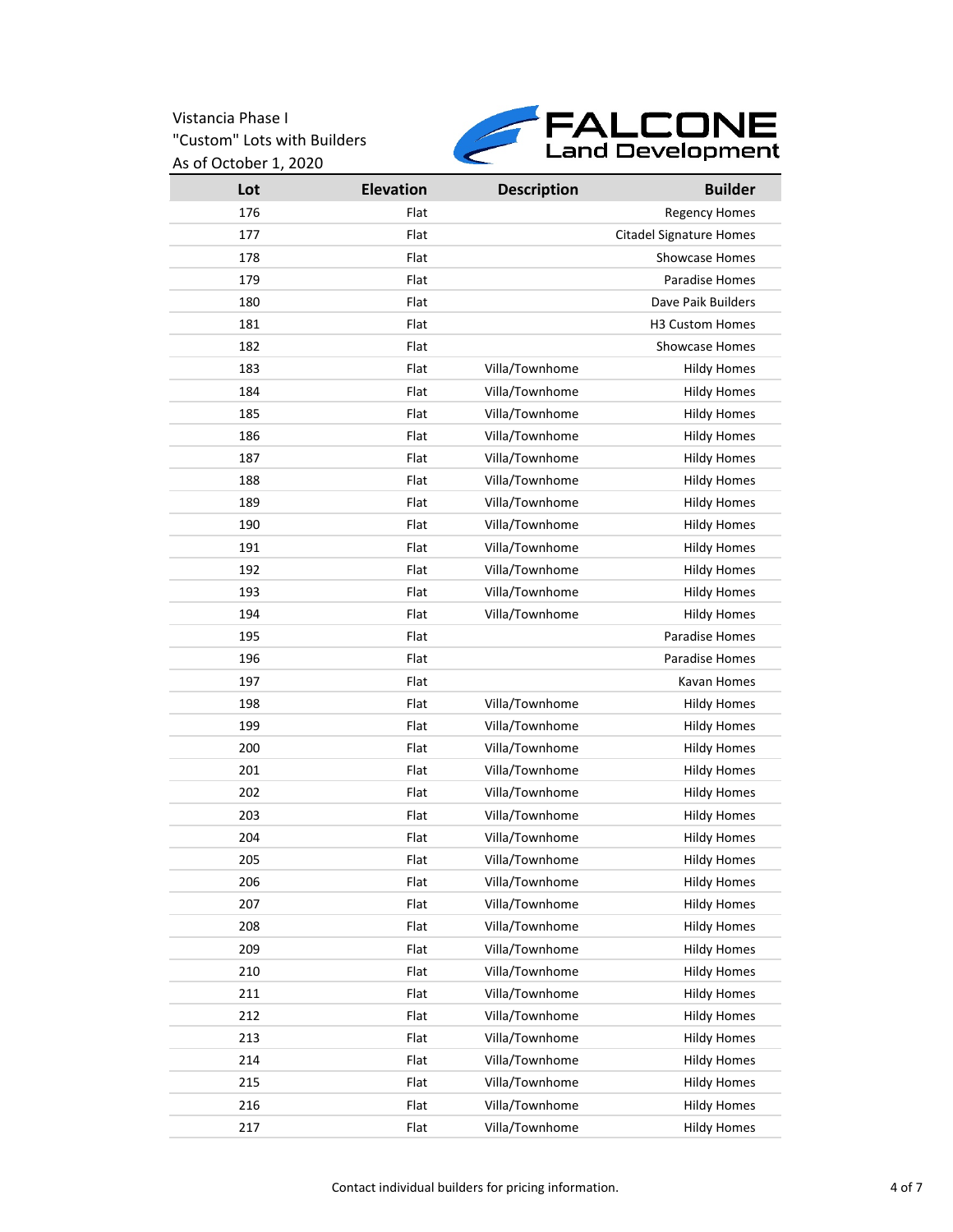Vistancia Phase I
"Custom" Lots with Builders
As of October 1, 2020

FALCONE Land Development

| Lot | Elevation | Description | Builder |
|---|---|---|---|
| 176 | Flat | | Regency Homes |
| 177 | Flat | | Citadel Signature Homes |
| 178 | Flat | | Showcase Homes |
| 179 | Flat | | Paradise Homes |
| 180 | Flat | | Dave Paik Builders |
| 181 | Flat | | H3 Custom Homes |
| 182 | Flat | | Showcase Homes |
| 183 | Flat | Villa/Townhome | Hildy Homes |
| 184 | Flat | Villa/Townhome | Hildy Homes |
| 185 | Flat | Villa/Townhome | Hildy Homes |
| 186 | Flat | Villa/Townhome | Hildy Homes |
| 187 | Flat | Villa/Townhome | Hildy Homes |
| 188 | Flat | Villa/Townhome | Hildy Homes |
| 189 | Flat | Villa/Townhome | Hildy Homes |
| 190 | Flat | Villa/Townhome | Hildy Homes |
| 191 | Flat | Villa/Townhome | Hildy Homes |
| 192 | Flat | Villa/Townhome | Hildy Homes |
| 193 | Flat | Villa/Townhome | Hildy Homes |
| 194 | Flat | Villa/Townhome | Hildy Homes |
| 195 | Flat | | Paradise Homes |
| 196 | Flat | | Paradise Homes |
| 197 | Flat | | Kavan Homes |
| 198 | Flat | Villa/Townhome | Hildy Homes |
| 199 | Flat | Villa/Townhome | Hildy Homes |
| 200 | Flat | Villa/Townhome | Hildy Homes |
| 201 | Flat | Villa/Townhome | Hildy Homes |
| 202 | Flat | Villa/Townhome | Hildy Homes |
| 203 | Flat | Villa/Townhome | Hildy Homes |
| 204 | Flat | Villa/Townhome | Hildy Homes |
| 205 | Flat | Villa/Townhome | Hildy Homes |
| 206 | Flat | Villa/Townhome | Hildy Homes |
| 207 | Flat | Villa/Townhome | Hildy Homes |
| 208 | Flat | Villa/Townhome | Hildy Homes |
| 209 | Flat | Villa/Townhome | Hildy Homes |
| 210 | Flat | Villa/Townhome | Hildy Homes |
| 211 | Flat | Villa/Townhome | Hildy Homes |
| 212 | Flat | Villa/Townhome | Hildy Homes |
| 213 | Flat | Villa/Townhome | Hildy Homes |
| 214 | Flat | Villa/Townhome | Hildy Homes |
| 215 | Flat | Villa/Townhome | Hildy Homes |
| 216 | Flat | Villa/Townhome | Hildy Homes |
| 217 | Flat | Villa/Townhome | Hildy Homes |

Contact individual builders for pricing information.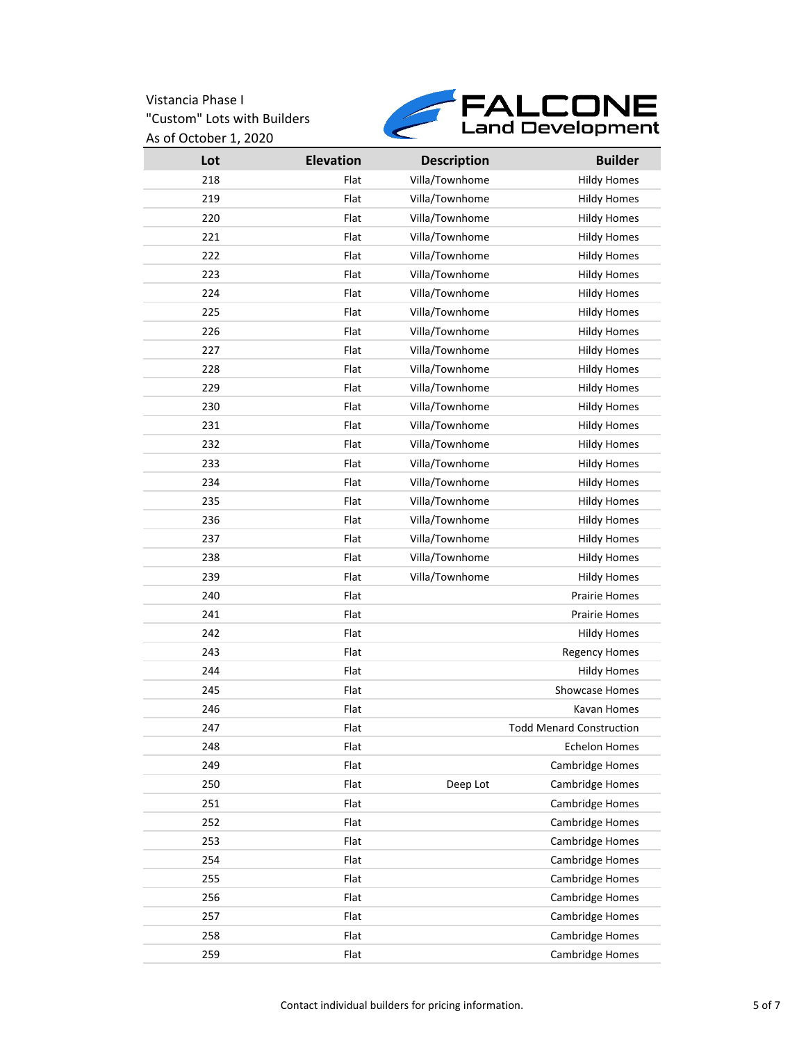Vistancia Phase I
"Custom" Lots with Builders
As of October 1, 2020

FALCONE Land Development

| Lot | Elevation | Description | Builder |
|---|---|---|---|
| 218 | Flat | Villa/Townhome | Hildy Homes |
| 219 | Flat | Villa/Townhome | Hildy Homes |
| 220 | Flat | Villa/Townhome | Hildy Homes |
| 221 | Flat | Villa/Townhome | Hildy Homes |
| 222 | Flat | Villa/Townhome | Hildy Homes |
| 223 | Flat | Villa/Townhome | Hildy Homes |
| 224 | Flat | Villa/Townhome | Hildy Homes |
| 225 | Flat | Villa/Townhome | Hildy Homes |
| 226 | Flat | Villa/Townhome | Hildy Homes |
| 227 | Flat | Villa/Townhome | Hildy Homes |
| 228 | Flat | Villa/Townhome | Hildy Homes |
| 229 | Flat | Villa/Townhome | Hildy Homes |
| 230 | Flat | Villa/Townhome | Hildy Homes |
| 231 | Flat | Villa/Townhome | Hildy Homes |
| 232 | Flat | Villa/Townhome | Hildy Homes |
| 233 | Flat | Villa/Townhome | Hildy Homes |
| 234 | Flat | Villa/Townhome | Hildy Homes |
| 235 | Flat | Villa/Townhome | Hildy Homes |
| 236 | Flat | Villa/Townhome | Hildy Homes |
| 237 | Flat | Villa/Townhome | Hildy Homes |
| 238 | Flat | Villa/Townhome | Hildy Homes |
| 239 | Flat | Villa/Townhome | Hildy Homes |
| 240 | Flat | | Prairie Homes |
| 241 | Flat | | Prairie Homes |
| 242 | Flat | | Hildy Homes |
| 243 | Flat | | Regency Homes |
| 244 | Flat | | Hildy Homes |
| 245 | Flat | | Showcase Homes |
| 246 | Flat | | Kavan Homes |
| 247 | Flat | | Todd Menard Construction |
| 248 | Flat | | Echelon Homes |
| 249 | Flat | | Cambridge Homes |
| 250 | Flat | Deep Lot | Cambridge Homes |
| 251 | Flat | | Cambridge Homes |
| 252 | Flat | | Cambridge Homes |
| 253 | Flat | | Cambridge Homes |
| 254 | Flat | | Cambridge Homes |
| 255 | Flat | | Cambridge Homes |
| 256 | Flat | | Cambridge Homes |
| 257 | Flat | | Cambridge Homes |
| 258 | Flat | | Cambridge Homes |
| 259 | Flat | | Cambridge Homes |

Contact individual builders for pricing information.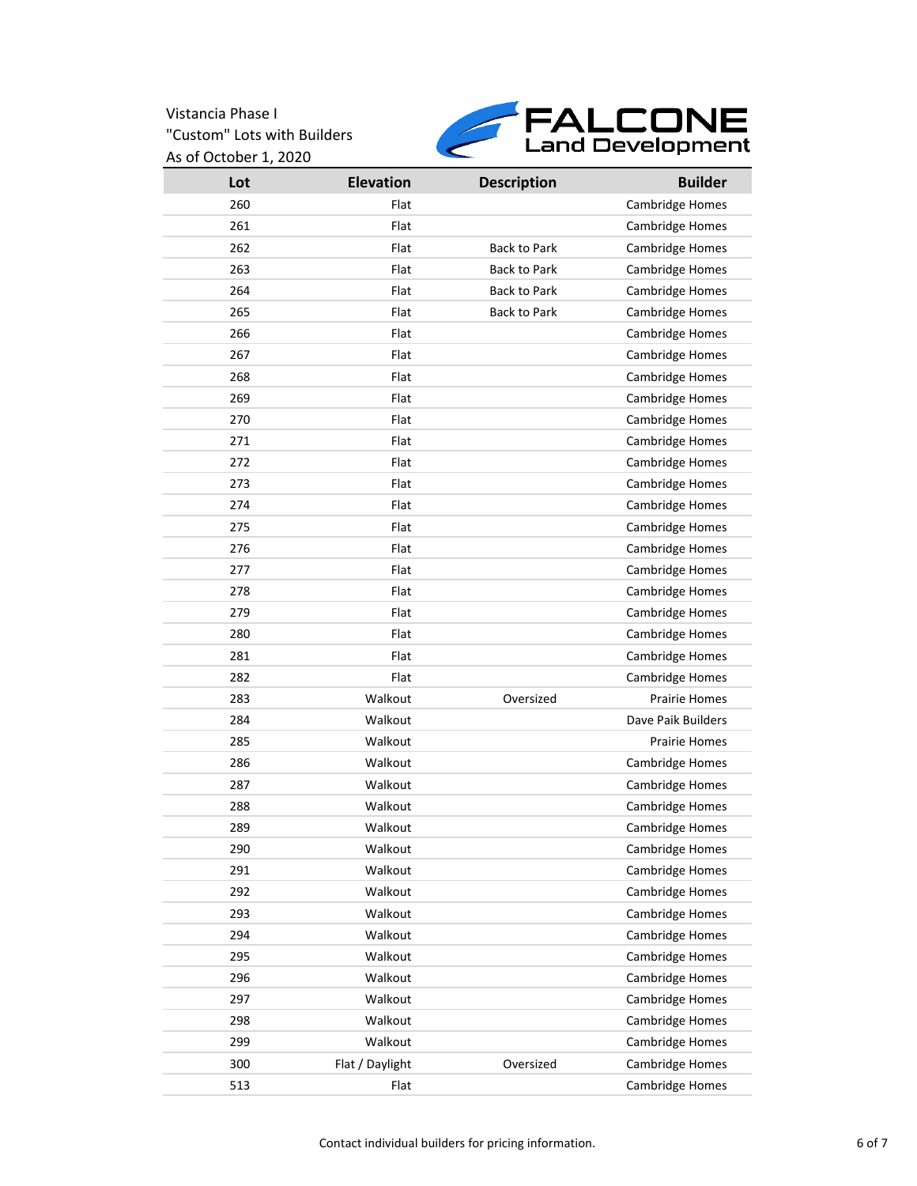Vistancia Phase I
"Custom" Lots with Builders
As of October 1, 2020

FALCONE Land Development

| Lot | Elevation | Description | Builder |
|---|---|---|---|
| 260 | Flat | | Cambridge Homes |
| 261 | Flat | | Cambridge Homes |
| 262 | Flat | Back to Park | Cambridge Homes |
| 263 | Flat | Back to Park | Cambridge Homes |
| 264 | Flat | Back to Park | Cambridge Homes |
| 265 | Flat | Back to Park | Cambridge Homes |
| 266 | Flat | | Cambridge Homes |
| 267 | Flat | | Cambridge Homes |
| 268 | Flat | | Cambridge Homes |
| 269 | Flat | | Cambridge Homes |
| 270 | Flat | | Cambridge Homes |
| 271 | Flat | | Cambridge Homes |
| 272 | Flat | | Cambridge Homes |
| 273 | Flat | | Cambridge Homes |
| 274 | Flat | | Cambridge Homes |
| 275 | Flat | | Cambridge Homes |
| 276 | Flat | | Cambridge Homes |
| 277 | Flat | | Cambridge Homes |
| 278 | Flat | | Cambridge Homes |
| 279 | Flat | | Cambridge Homes |
| 280 | Flat | | Cambridge Homes |
| 281 | Flat | | Cambridge Homes |
| 282 | Flat | | Cambridge Homes |
| 283 | Walkout | Oversized | Prairie Homes |
| 284 | Walkout | | Dave Paik Builders |
| 285 | Walkout | | Prairie Homes |
| 286 | Walkout | | Cambridge Homes |
| 287 | Walkout | | Cambridge Homes |
| 288 | Walkout | | Cambridge Homes |
| 289 | Walkout | | Cambridge Homes |
| 290 | Walkout | | Cambridge Homes |
| 291 | Walkout | | Cambridge Homes |
| 292 | Walkout | | Cambridge Homes |
| 293 | Walkout | | Cambridge Homes |
| 294 | Walkout | | Cambridge Homes |
| 295 | Walkout | | Cambridge Homes |
| 296 | Walkout | | Cambridge Homes |
| 297 | Walkout | | Cambridge Homes |
| 298 | Walkout | | Cambridge Homes |
| 299 | Walkout | | Cambridge Homes |
| 300 | Flat / Daylight | Oversized | Cambridge Homes |
| 513 | Flat | | Cambridge Homes |

Contact individual builders for pricing information.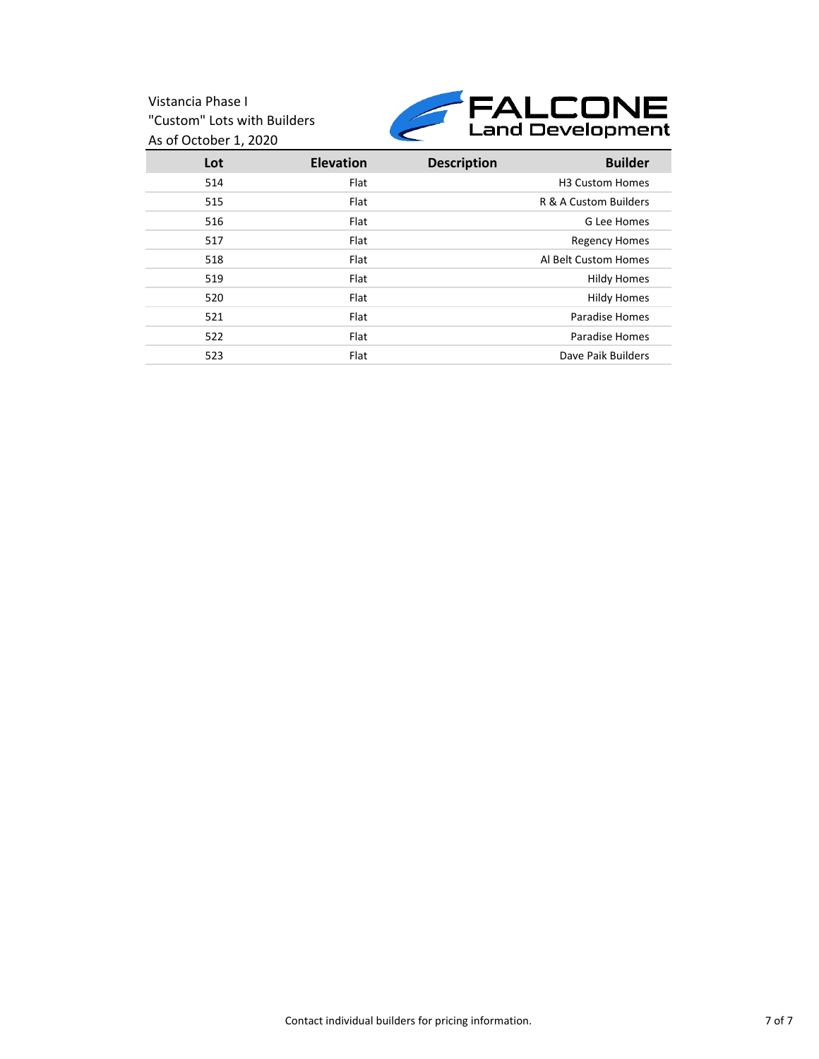Vistancia Phase I
"Custom" Lots with Builders
As of October 1, 2020

FALCONE Land Development

| Lot | Elevation | Description | Builder |
| --- | --- | --- | --- |
| 514 | Flat | | H3 Custom Homes |
| 515 | Flat | | R & A Custom Builders |
| 516 | Flat | | G Lee Homes |
| 517 | Flat | | Regency Homes |
| 518 | Flat | | Al Belt Custom Homes |
| 519 | Flat | | Hildy Homes |
| 520 | Flat | | Hildy Homes |
| 521 | Flat | | Paradise Homes |
| 522 | Flat | | Paradise Homes |
| 523 | Flat | | Dave Paik Builders |

Contact individual builders for pricing information.